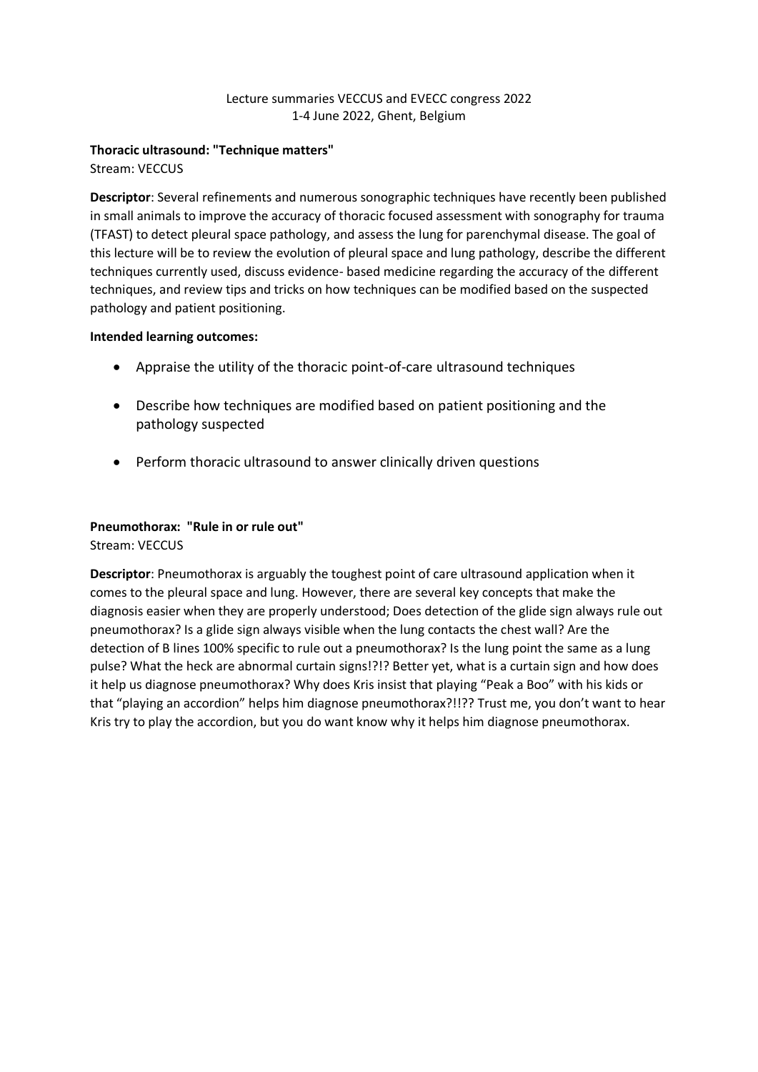Lecture summaries VECCUS and EVECC congress 2022
1-4 June 2022, Ghent, Belgium

**Thoracic ultrasound: "Technique matters"**
Stream: VECCUS

**Descriptor**: Several refinements and numerous sonographic techniques have recently been published in small animals to improve the accuracy of thoracic focused assessment with sonography for trauma (TFAST) to detect pleural space pathology, and assess the lung for parenchymal disease. The goal of this lecture will be to review the evolution of pleural space and lung pathology, describe the different techniques currently used, discuss evidence- based medicine regarding the accuracy of the different techniques, and review tips and tricks on how techniques can be modified based on the suspected pathology and patient positioning.

**Intended learning outcomes:**

- Appraise the utility of the thoracic point-of-care ultrasound techniques
- Describe how techniques are modified based on patient positioning and the pathology suspected
- Perform thoracic ultrasound to answer clinically driven questions

**Pneumothorax: "Rule in or rule out"**
Stream: VECCUS

**Descriptor**: Pneumothorax is arguably the toughest point of care ultrasound application when it comes to the pleural space and lung. However, there are several key concepts that make the diagnosis easier when they are properly understood; Does detection of the glide sign always rule out pneumothorax? Is a glide sign always visible when the lung contacts the chest wall? Are the detection of B lines 100% specific to rule out a pneumothorax? Is the lung point the same as a lung pulse? What the heck are abnormal curtain signs!?!? Better yet, what is a curtain sign and how does it help us diagnose pneumothorax? Why does Kris insist that playing "Peak a Boo" with his kids or that "playing an accordion" helps him diagnose pneumothorax?!!?? Trust me, you don't want to hear Kris try to play the accordion, but you do want know why it helps him diagnose pneumothorax.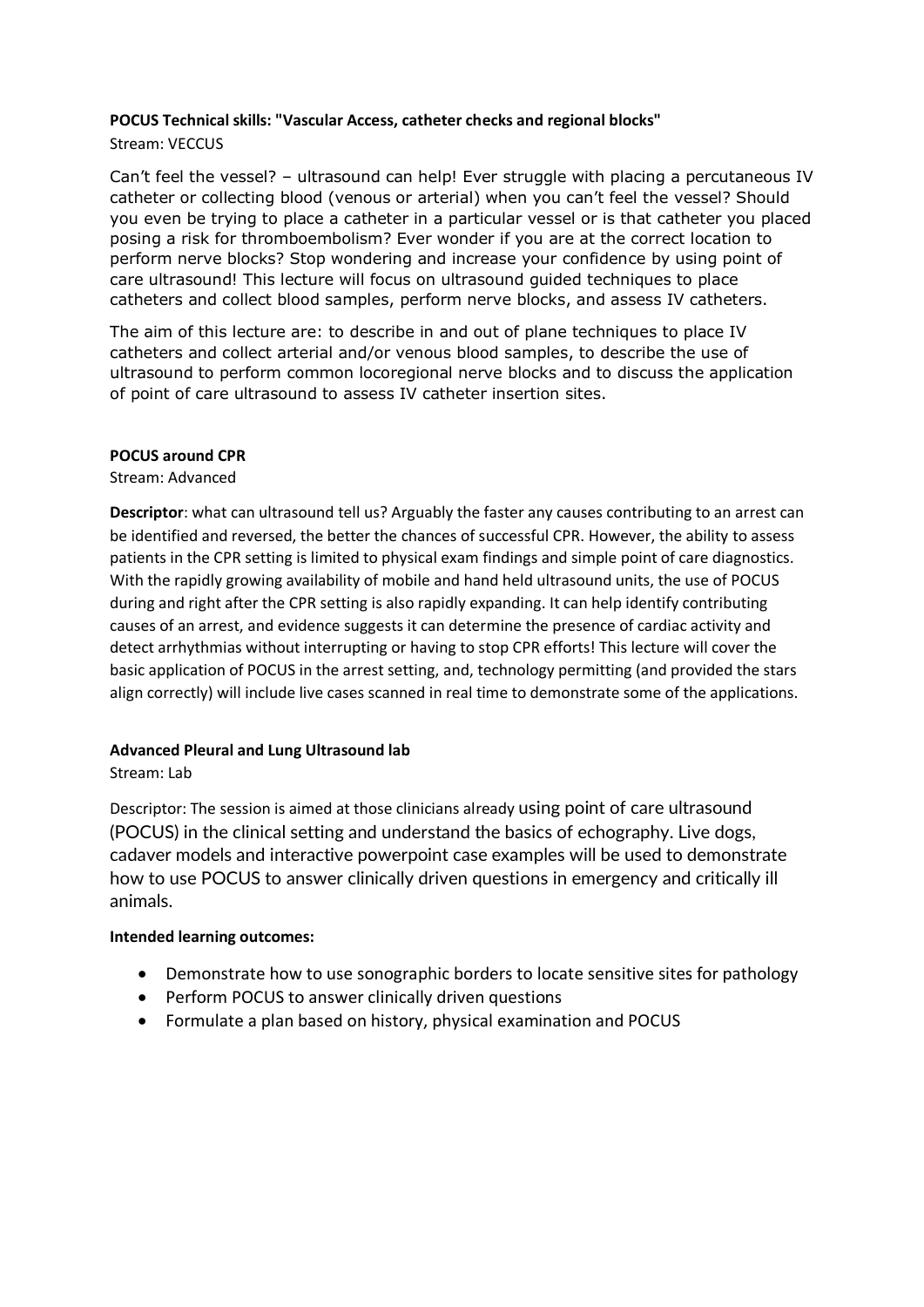**POCUS Technical skills: "Vascular Access, catheter checks and regional blocks"**

Stream: VECCUS

Can't feel the vessel? – ultrasound can help! Ever struggle with placing a percutaneous IV catheter or collecting blood (venous or arterial) when you can't feel the vessel? Should you even be trying to place a catheter in a particular vessel or is that catheter you placed posing a risk for thromboembolism? Ever wonder if you are at the correct location to perform nerve blocks? Stop wondering and increase your confidence by using point of care ultrasound! This lecture will focus on ultrasound guided techniques to place catheters and collect blood samples, perform nerve blocks, and assess IV catheters.

The aim of this lecture are: to describe in and out of plane techniques to place IV catheters and collect arterial and/or venous blood samples, to describe the use of ultrasound to perform common locoregional nerve blocks and to discuss the application of point of care ultrasound to assess IV catheter insertion sites.

**POCUS around CPR**

Stream: Advanced

**Descriptor**: what can ultrasound tell us? Arguably the faster any causes contributing to an arrest can be identified and reversed, the better the chances of successful CPR. However, the ability to assess patients in the CPR setting is limited to physical exam findings and simple point of care diagnostics. With the rapidly growing availability of mobile and hand held ultrasound units, the use of POCUS during and right after the CPR setting is also rapidly expanding. It can help identify contributing causes of an arrest, and evidence suggests it can determine the presence of cardiac activity and detect arrhythmias without interrupting or having to stop CPR efforts! This lecture will cover the basic application of POCUS in the arrest setting, and, technology permitting (and provided the stars align correctly) will include live cases scanned in real time to demonstrate some of the applications.

**Advanced Pleural and Lung Ultrasound lab**

Stream: Lab

Descriptor: The session is aimed at those clinicians already using point of care ultrasound (POCUS) in the clinical setting and understand the basics of echography. Live dogs, cadaver models and interactive powerpoint case examples will be used to demonstrate how to use POCUS to answer clinically driven questions in emergency and critically ill animals.

**Intended learning outcomes:**

- Demonstrate how to use sonographic borders to locate sensitive sites for pathology
- Perform POCUS to answer clinically driven questions
- Formulate a plan based on history, physical examination and POCUS